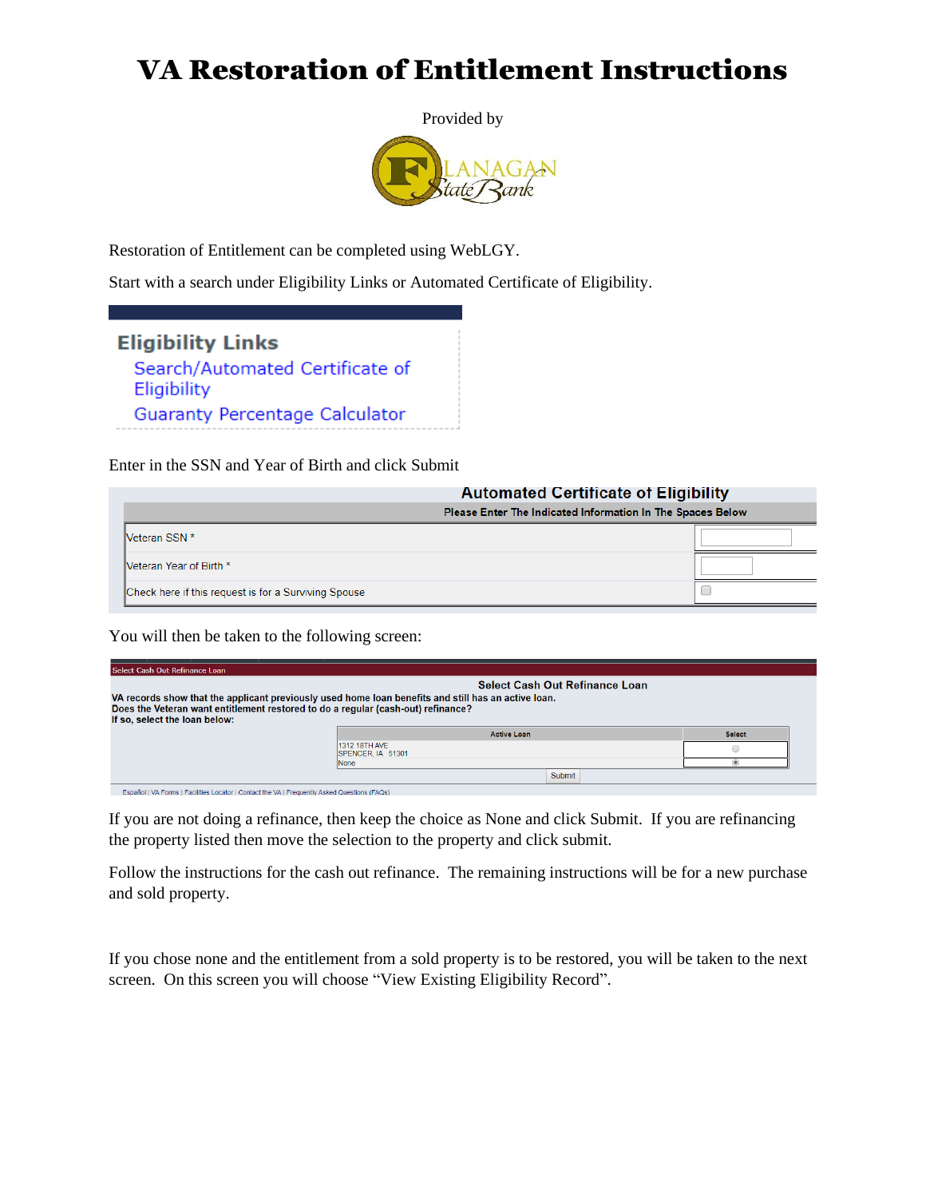# VA Restoration of Entitlement Instructions

Provided by

FLANAGAN State Bank

Restoration of Entitlement can be completed using WebLGY.

Start with a search under Eligibility Links or Automated Certificate of Eligibility.

**Eligibility Links**

Search/Automated Certificate of Eligibility

Guaranty Percentage Calculator

Enter in the SSN and Year of Birth and click Submit

**Automated Certificate of Eligibility**

| Please Enter The Indicated Information In The Spaces Below | |
|---|---|
| Veteran SSN * | |
| Veteran Year of Birth * | |
| Check here if this request is for a Surviving Spouse | ☐ |

You will then be taken to the following screen:

Select Cash Out Refinance Loan

**Select Cash Out Refinance Loan**

**VA records show that the applicant previously used home loan benefits and still has an active loan.**
**Does the Veteran want entitlement restored to do a regular (cash-out) refinance?**
**If so, select the loan below:**

| Active Loan | Select |
|---|---|
| 1312 18TH AVE SPENCER, IA 51301 | ○ |
| None | ◉ |

Submit

Español | VA Forms | Facilities Locator | Contact the VA | Frequently Asked Questions (FAQs)

If you are not doing a refinance, then keep the choice as None and click Submit. If you are refinancing the property listed then move the selection to the property and click submit.

Follow the instructions for the cash out refinance. The remaining instructions will be for a new purchase and sold property.

If you chose none and the entitlement from a sold property is to be restored, you will be taken to the next screen. On this screen you will choose "View Existing Eligibility Record".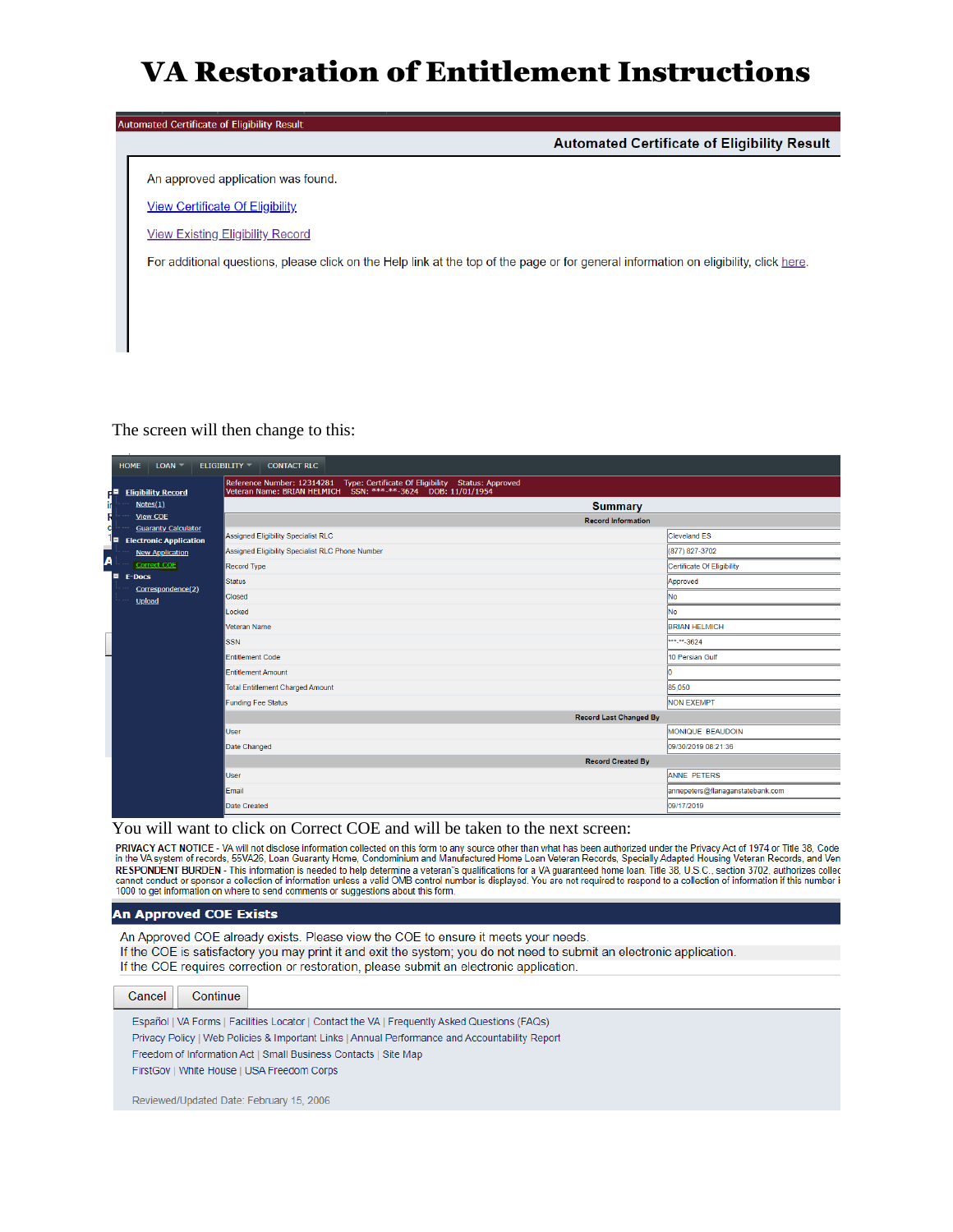# VA Restoration of Entitlement Instructions

Automated Certificate of Eligibility Result

**Automated Certificate of Eligibility Result**

An approved application was found.

View Certificate Of Eligibility

View Existing Eligibility Record

For additional questions, please click on the Help link at the top of the page or for general information on eligibility, click here.

The screen will then change to this:

HOME | LOAN | ELIGIBILITY | CONTACT RLC

Reference Number: 12314281 Type: Certificate Of Eligibility Status: Approved
Veteran Name: BRIAN HELMICH SSN: ***-**-3624 DOB: 11/01/1954

- Eligibility Record
  - Notes(1)
  - View COE
  - Guaranty Calculator
- Electronic Application
  - New Application
  - Correct COE
- E-Docs
  - Correspondence(2)
  - Upload

**Summary**

| Record Information | |
|---|---|
| Assigned Eligibility Specialist RLC | Cleveland ES |
| Assigned Eligibility Specialist RLC Phone Number | (877) 827-3702 |
| Record Type | Certificate Of Eligibility |
| Status | Approved |
| Closed | No |
| Locked | No |
| Veteran Name | BRIAN HELMICH |
| SSN | ***-**-3624 |
| Entitlement Code | 10 Persian Gulf |
| Entitlement Amount | 0 |
| Total Entitlement Charged Amount | 85,050 |
| Funding Fee Status | NON EXEMPT |
| **Record Last Changed By** | |
| User | MONIQUE BEAUDOIN |
| Date Changed | 09/30/2019 08:21:36 |
| **Record Created By** | |
| User | ANNE PETERS |
| Email | annepeters@flanaganstatebank.com |
| Date Created | 09/17/2019 |

You will want to click on Correct COE and will be taken to the next screen:

**PRIVACY ACT NOTICE** - VA will not disclose information collected on this form to any source other than what has been authorized under the Privacy Act of 1974 or Title 38, Code in the VA system of records, 55VA26, Loan Guaranty Home, Condominium and Manufactured Home Loan Veteran Records, Specially Adapted Housing Veteran Records, and Ven
**RESPONDENT BURDEN** - This information is needed to help determine a veteran's qualifications for a VA guaranteed home loan. Title 38, U.S.C., section 3702, authorizes collec cannot conduct or sponsor a collection of information unless a valid OMB control number is displayed. You are not required to respond to a collection of information if this number i 1000 to get information on where to send comments or suggestions about this form.

**An Approved COE Exists**

An Approved COE already exists. Please view the COE to ensure it meets your needs.
If the COE is satisfactory you may print it and exit the system; you do not need to submit an electronic application.
If the COE requires correction or restoration, please submit an electronic application.

Cancel | Continue

Español | VA Forms | Facilities Locator | Contact the VA | Frequently Asked Questions (FAQs)
Privacy Policy | Web Policies & Important Links | Annual Performance and Accountability Report
Freedom of Information Act | Small Business Contacts | Site Map
FirstGov | White House | USA Freedom Corps

Reviewed/Updated Date: February 15, 2006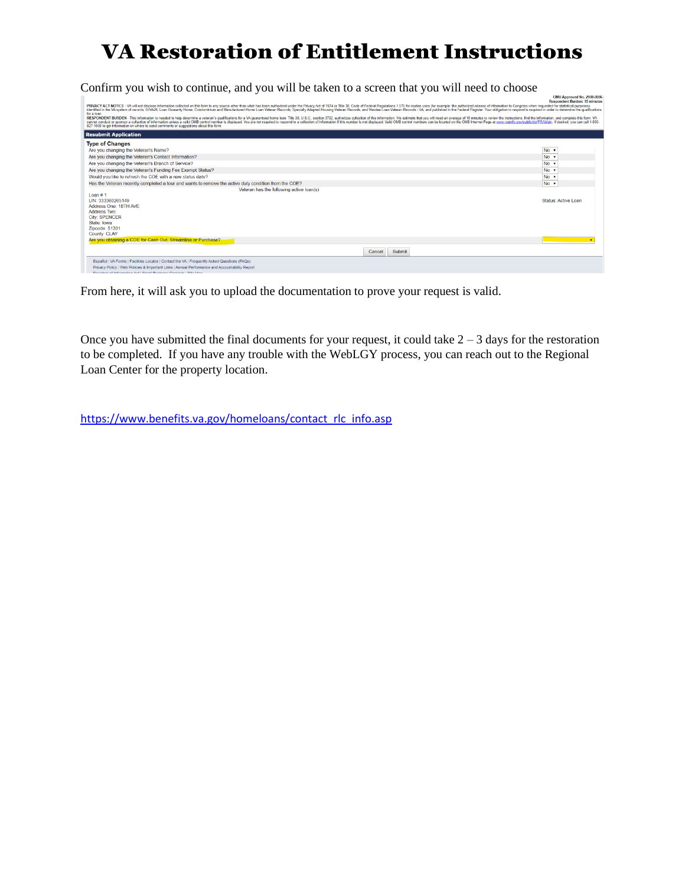# VA Restoration of Entitlement Instructions

Confirm you wish to continue, and you will be taken to a screen that you will need to choose

OMB Approved No. 2900-0086
Respondent Burden: 15 minutes

PRIVACY ACT NOTICE - VA will not disclose information collected on this form to any source other than what has been authorized under the Privacy Act of 1974 or Title 38, Code of Federal Regulations 1.576 for routine uses (for example: the authorized release of information to Congress when requested for statistical purposes) identified in the VA system of records, 55VA26, Loan Guaranty Home, Condominium and Manufactured Home Loan Veteran Records, Specially Adapted Housing Veteran Records, and Vendee Loan Veteran Records - VA, and published in the Federal Register. Your obligation to respond is required in order to determine the qualifications for a loan.

RESPONDENT BURDEN - This information is needed to help determine a veteran's qualifications for a VA guaranteed home loan. Title 38, U.S.C., section 3702, authorizes collection of this information. We estimate that you will need an average of 15 minutes to review the instructions, find the information, and complete this form. VA cannot conduct or sponsor a collection of information unless a valid OMB control number is displayed. You are not required to respond to a collection of information if this number is not displayed. Valid OMB control numbers can be located on the OMB Internet Page at www.reginfo.gov/public/do/PRAMain. If desired, you can call 1-800-827-1000 to get information on where to send comments or suggestions about this form.

**Resubmit Application**

**Type of Changes**

| | |
|---|---|
| Are you changing the Veteran's Name? | No |
| Are you changing the Veteran's Contact Information? | No |
| Are you changing the Veteran's Branch of Service? | No |
| Are you changing the Veteran's Funding Fee Exempt Status? | No |
| Would you like to refresh the COE with a new status date? | No |
| Has the Veteran recently completed a tour and wants to remove the active duty condition from the COE? | No |

Veteran has the following active loan(s)

Loan # 1
LIN: 333360265149
Address One: 18TH AVE
Address Two:
City: SPENCER
State: Iowa
Zipcode: 51301
County: CLAY

Status: Active Loan

Are you obtaining a COE for Cash Out, Streamline or Purchase?

Cancel | Submit

Español | VA Forms | Facilities Locator | Contact the VA | Frequently Asked Questions (FAQs)
Privacy Policy | Web Policies & Important Links | Annual Performance and Accountability Report

From here, it will ask you to upload the documentation to prove your request is valid.

Once you have submitted the final documents for your request, it could take 2 – 3 days for the restoration to be completed. If you have any trouble with the WebLGY process, you can reach out to the Regional Loan Center for the property location.

https://www.benefits.va.gov/homeloans/contact_rlc_info.asp